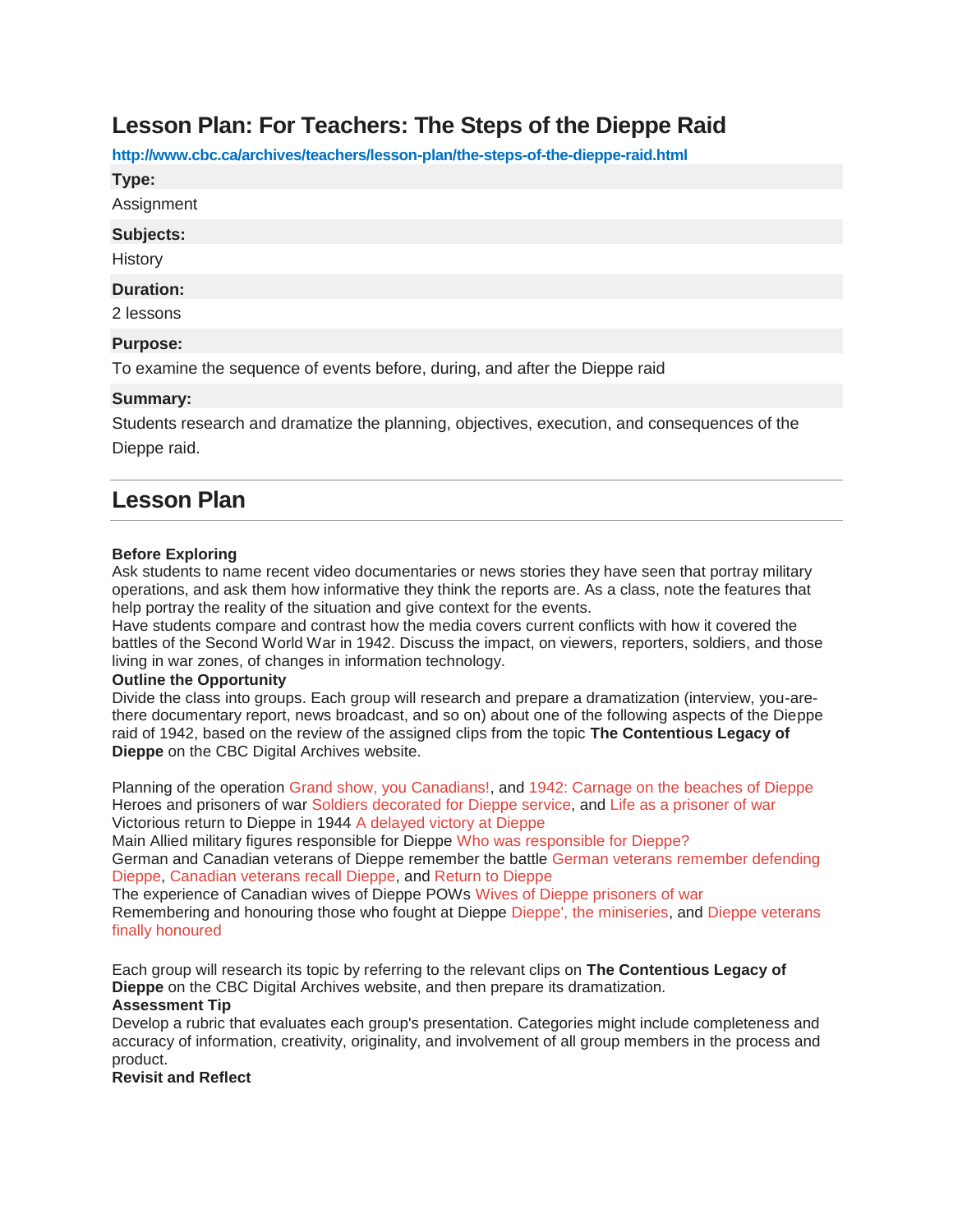# Lesson Plan: For Teachers: The Steps of the Dieppe Raid

**http://www.cbc.ca/archives/teachers/lesson-plan/the-steps-of-the-dieppe-raid.html**

**Type:**

Assignment

**Subjects:**

History

**Duration:**

2 lessons

**Purpose:**

To examine the sequence of events before, during, and after the Dieppe raid

**Summary:**

Students research and dramatize the planning, objectives, execution, and consequences of the Dieppe raid.

## Lesson Plan

**Before Exploring**

Ask students to name recent video documentaries or news stories they have seen that portray military operations, and ask them how informative they think the reports are. As a class, note the features that help portray the reality of the situation and give context for the events.

Have students compare and contrast how the media covers current conflicts with how it covered the battles of the Second World War in 1942. Discuss the impact, on viewers, reporters, soldiers, and those living in war zones, of changes in information technology.

**Outline the Opportunity**

Divide the class into groups. Each group will research and prepare a dramatization (interview, you-are-there documentary report, news broadcast, and so on) about one of the following aspects of the Dieppe raid of 1942, based on the review of the assigned clips from the topic **The Contentious Legacy of Dieppe** on the CBC Digital Archives website.

Planning of the operation Grand show, you Canadians!, and 1942: Carnage on the beaches of Dieppe
Heroes and prisoners of war Soldiers decorated for Dieppe service, and Life as a prisoner of war
Victorious return to Dieppe in 1944 A delayed victory at Dieppe
Main Allied military figures responsible for Dieppe Who was responsible for Dieppe?
German and Canadian veterans of Dieppe remember the battle German veterans remember defending Dieppe, Canadian veterans recall Dieppe, and Return to Dieppe
The experience of Canadian wives of Dieppe POWs Wives of Dieppe prisoners of war
Remembering and honouring those who fought at Dieppe Dieppe', the miniseries, and Dieppe veterans finally honoured

Each group will research its topic by referring to the relevant clips on **The Contentious Legacy of Dieppe** on the CBC Digital Archives website, and then prepare its dramatization.

**Assessment Tip**

Develop a rubric that evaluates each group's presentation. Categories might include completeness and accuracy of information, creativity, originality, and involvement of all group members in the process and product.

**Revisit and Reflect**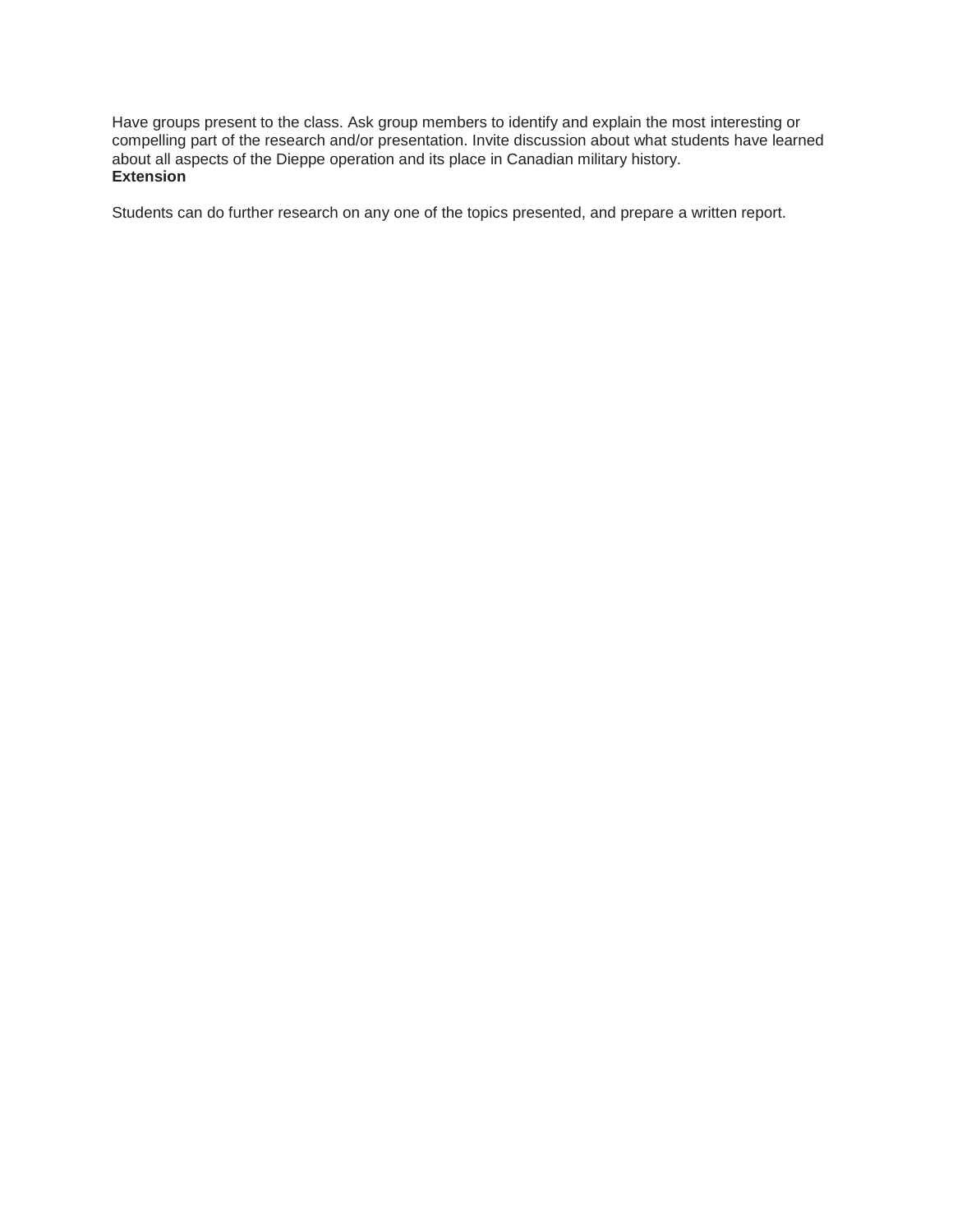Have groups present to the class. Ask group members to identify and explain the most interesting or compelling part of the research and/or presentation. Invite discussion about what students have learned about all aspects of the Dieppe operation and its place in Canadian military history.

**Extension**

Students can do further research on any one of the topics presented, and prepare a written report.